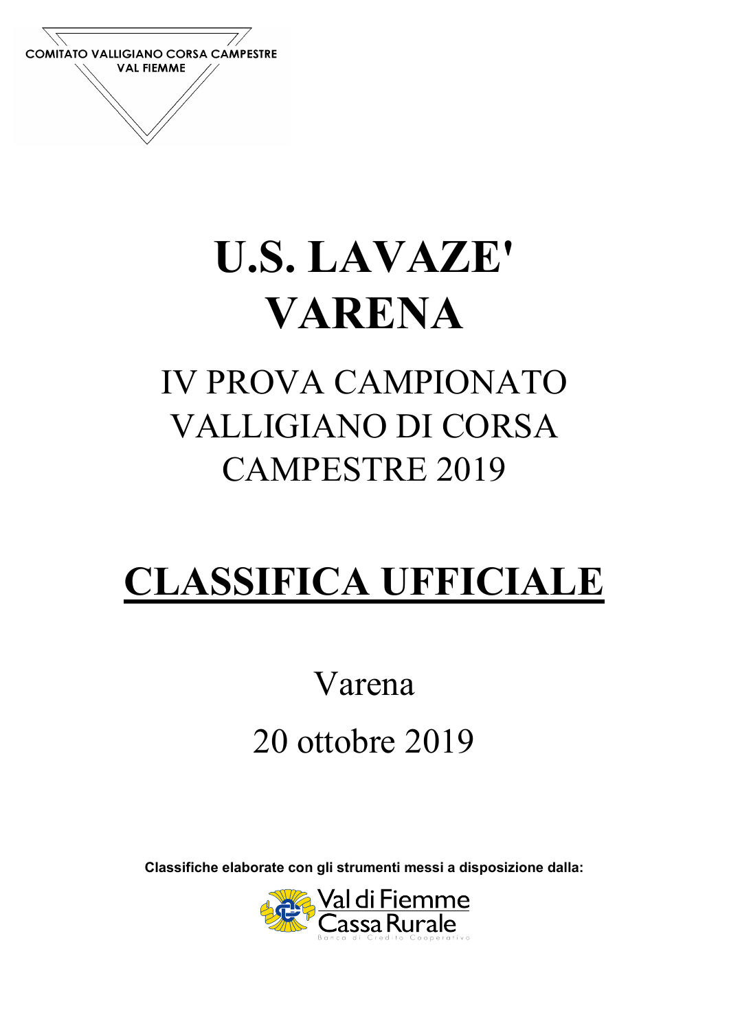COMITATO VALLIGIANO CORSA CAMPESTRE
VAL FIEMME

# U.S. LAVAZE' VARENA

## IV PROVA CAMPIONATO VALLIGIANO DI CORSA CAMPESTRE 2019

# CLASSIFICA UFFICIALE

Varena

20 ottobre 2019

**Classifiche elaborate con gli strumenti messi a disposizione dalla:**

Val di Fiemme Cassa Rurale
Banca di Credito Cooperativo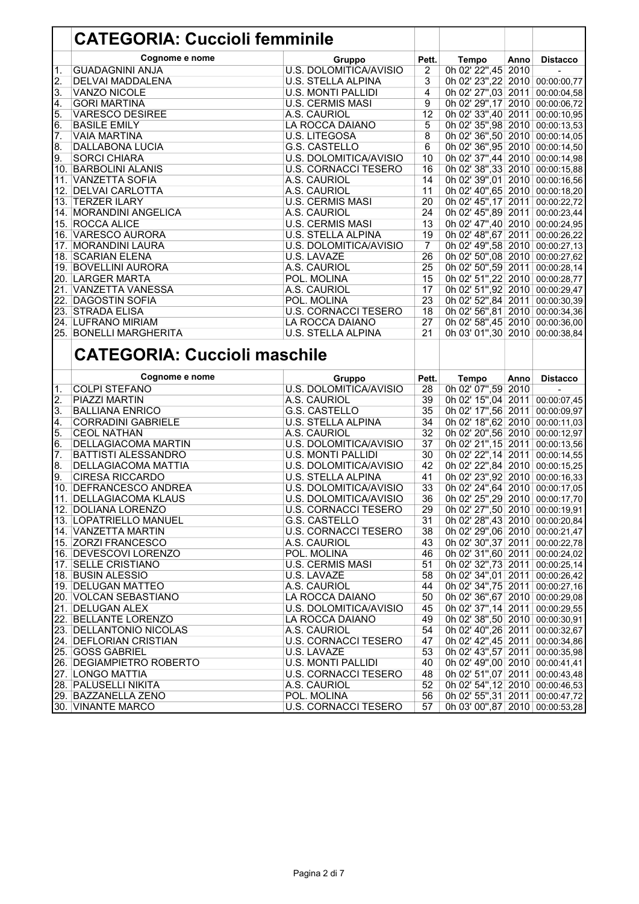## CATEGORIA: Cuccioli femminile

| | Cognome e nome | Gruppo | Pett. | Tempo | Anno | Distacco |
|---|---|---|---|---|---|---|
| 1. | GUADAGNINI ANJA | U.S. DOLOMITICA/AVISIO | 2 | 0h 02' 22",45 | 2010 | - |
| 2. | DELVAI MADDALENA | U.S. STELLA ALPINA | 3 | 0h 02' 23",22 | 2010 | 00:00:00,77 |
| 3. | VANZO NICOLE | U.S. MONTI PALLIDI | 4 | 0h 02' 27",03 | 2011 | 00:00:04,58 |
| 4. | GORI MARTINA | U.S. CERMIS MASI | 9 | 0h 02' 29",17 | 2010 | 00:00:06,72 |
| 5. | VARESCO DESIREE | A.S. CAURIOL | 12 | 0h 02' 33",40 | 2011 | 00:00:10,95 |
| 6. | BASILE EMILY | LA ROCCA DAIANO | 5 | 0h 02' 35",98 | 2010 | 00:00:13,53 |
| 7. | VAIA MARTINA | U.S. LITEGOSA | 8 | 0h 02' 36",50 | 2010 | 00:00:14,05 |
| 8. | DALLABONA LUCIA | G.S. CASTELLO | 6 | 0h 02' 36",95 | 2010 | 00:00:14,50 |
| 9. | SORCI CHIARA | U.S. DOLOMITICA/AVISIO | 10 | 0h 02' 37",44 | 2010 | 00:00:14,98 |
| 10. | BARBOLINI ALANIS | U.S. CORNACCI TESERO | 16 | 0h 02' 38",33 | 2010 | 00:00:15,88 |
| 11. | VANZETTA SOFIA | A.S. CAURIOL | 14 | 0h 02' 39",01 | 2010 | 00:00:16,56 |
| 12. | DELVAI CARLOTTA | A.S. CAURIOL | 11 | 0h 02' 40",65 | 2010 | 00:00:18,20 |
| 13. | TERZER ILARY | U.S. CERMIS MASI | 20 | 0h 02' 45",17 | 2011 | 00:00:22,72 |
| 14. | MORANDINI ANGELICA | A.S. CAURIOL | 24 | 0h 02' 45",89 | 2011 | 00:00:23,44 |
| 15. | ROCCA ALICE | U.S. CERMIS MASI | 13 | 0h 02' 47",40 | 2010 | 00:00:24,95 |
| 16. | VARESCO AURORA | U.S. STELLA ALPINA | 19 | 0h 02' 48",67 | 2011 | 00:00:26,22 |
| 17. | MORANDINI LAURA | U.S. DOLOMITICA/AVISIO | 7 | 0h 02' 49",58 | 2010 | 00:00:27,13 |
| 18. | SCARIAN ELENA | U.S. LAVAZE | 26 | 0h 02' 50",08 | 2010 | 00:00:27,62 |
| 19. | BOVELLINI AURORA | A.S. CAURIOL | 25 | 0h 02' 50",59 | 2011 | 00:00:28,14 |
| 20. | LARGER MARTA | POL. MOLINA | 15 | 0h 02' 51",22 | 2010 | 00:00:28,77 |
| 21. | VANZETTA VANESSA | A.S. CAURIOL | 17 | 0h 02' 51",92 | 2010 | 00:00:29,47 |
| 22. | DAGOSTIN SOFIA | POL. MOLINA | 23 | 0h 02' 52",84 | 2011 | 00:00:30,39 |
| 23. | STRADA ELISA | U.S. CORNACCI TESERO | 18 | 0h 02' 56",81 | 2010 | 00:00:34,36 |
| 24. | LUFRANO MIRIAM | LA ROCCA DAIANO | 27 | 0h 02' 58",45 | 2010 | 00:00:36,00 |
| 25. | BONELLI MARGHERITA | U.S. STELLA ALPINA | 21 | 0h 03' 01",30 | 2010 | 00:00:38,84 |

## CATEGORIA: Cuccioli maschile

| | Cognome e nome | Gruppo | Pett. | Tempo | Anno | Distacco |
|---|---|---|---|---|---|---|
| 1. | COLPI STEFANO | U.S. DOLOMITICA/AVISIO | 28 | 0h 02' 07",59 | 2010 | - |
| 2. | PIAZZI MARTIN | A.S. CAURIOL | 39 | 0h 02' 15",04 | 2011 | 00:00:07,45 |
| 3. | BALLIANA ENRICO | G.S. CASTELLO | 35 | 0h 02' 17",56 | 2011 | 00:00:09,97 |
| 4. | CORRADINI GABRIELE | U.S. STELLA ALPINA | 34 | 0h 02' 18",62 | 2010 | 00:00:11,03 |
| 5. | CEOL NATHAN | A.S. CAURIOL | 32 | 0h 02' 20",56 | 2010 | 00:00:12,97 |
| 6. | DELLAGIACOMA MARTIN | U.S. DOLOMITICA/AVISIO | 37 | 0h 02' 21",15 | 2011 | 00:00:13,56 |
| 7. | BATTISTI ALESSANDRO | U.S. MONTI PALLIDI | 30 | 0h 02' 22",14 | 2011 | 00:00:14,55 |
| 8. | DELLAGIACOMA MATTIA | U.S. DOLOMITICA/AVISIO | 42 | 0h 02' 22",84 | 2010 | 00:00:15,25 |
| 9. | CIRESA RICCARDO | U.S. STELLA ALPINA | 41 | 0h 02' 23",92 | 2010 | 00:00:16,33 |
| 10. | DEFRANCESCO ANDREA | U.S. DOLOMITICA/AVISIO | 33 | 0h 02' 24",64 | 2010 | 00:00:17,05 |
| 11. | DELLAGIACOMA KLAUS | U.S. DOLOMITICA/AVISIO | 36 | 0h 02' 25",29 | 2010 | 00:00:17,70 |
| 12. | DOLIANA LORENZO | U.S. CORNACCI TESERO | 29 | 0h 02' 27",50 | 2010 | 00:00:19,91 |
| 13. | LOPATRIELLO MANUEL | G.S. CASTELLO | 31 | 0h 02' 28",43 | 2010 | 00:00:20,84 |
| 14. | VANZETTA MARTIN | U.S. CORNACCI TESERO | 38 | 0h 02' 29",06 | 2010 | 00:00:21,47 |
| 15. | ZORZI FRANCESCO | A.S. CAURIOL | 43 | 0h 02' 30",37 | 2011 | 00:00:22,78 |
| 16. | DEVESCOVI LORENZO | POL. MOLINA | 46 | 0h 02' 31",60 | 2011 | 00:00:24,02 |
| 17. | SELLE CRISTIANO | U.S. CERMIS MASI | 51 | 0h 02' 32",73 | 2011 | 00:00:25,14 |
| 18. | BUSIN ALESSIO | U.S. LAVAZE | 58 | 0h 02' 34",01 | 2011 | 00:00:26,42 |
| 19. | DELUGAN MATTEO | A.S. CAURIOL | 44 | 0h 02' 34",75 | 2011 | 00:00:27,16 |
| 20. | VOLCAN SEBASTIANO | LA ROCCA DAIANO | 50 | 0h 02' 36",67 | 2010 | 00:00:29,08 |
| 21. | DELUGAN ALEX | U.S. DOLOMITICA/AVISIO | 45 | 0h 02' 37",14 | 2011 | 00:00:29,55 |
| 22. | BELLANTE LORENZO | LA ROCCA DAIANO | 49 | 0h 02' 38",50 | 2010 | 00:00:30,91 |
| 23. | DELLANTONIO NICOLAS | A.S. CAURIOL | 54 | 0h 02' 40",26 | 2011 | 00:00:32,67 |
| 24. | DEFLORIAN CRISTIAN | U.S. CORNACCI TESERO | 47 | 0h 02' 42",45 | 2011 | 00:00:34,86 |
| 25. | GOSS GABRIEL | U.S. LAVAZE | 53 | 0h 02' 43",57 | 2011 | 00:00:35,98 |
| 26. | DEGIAMPIETRO ROBERTO | U.S. MONTI PALLIDI | 40 | 0h 02' 49",00 | 2010 | 00:00:41,41 |
| 27. | LONGO MATTIA | U.S. CORNACCI TESERO | 48 | 0h 02' 51",07 | 2011 | 00:00:43,48 |
| 28. | PALUSELLI NIKITA | A.S. CAURIOL | 52 | 0h 02' 54",12 | 2010 | 00:00:46,53 |
| 29. | BAZZANELLA ZENO | POL. MOLINA | 56 | 0h 02' 55",31 | 2011 | 00:00:47,72 |
| 30. | VINANTE MARCO | U.S. CORNACCI TESERO | 57 | 0h 03' 00",87 | 2010 | 00:00:53,28 |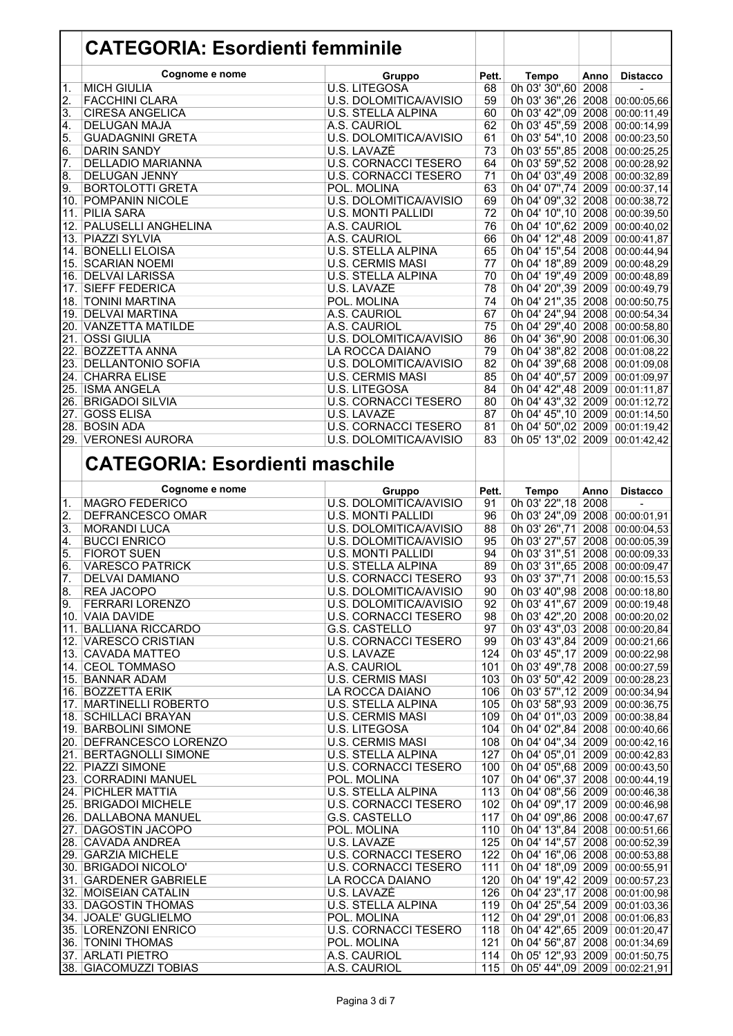## CATEGORIA: Esordienti femminile

| | Cognome e nome | Gruppo | Pett. | Tempo | Anno | Distacco |
|---|---|---|---|---|---|---|
| 1. | MICH GIULIA | U.S. LITEGOSA | 68 | 0h 03' 30'',60 | 2008 | - |
| 2. | FACCHINI CLARA | U.S. DOLOMITICA/AVISIO | 59 | 0h 03' 36'',26 | 2008 | 00:00:05,66 |
| 3. | CIRESA ANGELICA | U.S. STELLA ALPINA | 60 | 0h 03' 42'',09 | 2008 | 00:00:11,49 |
| 4. | DELUGAN MAJA | A.S. CAURIOL | 62 | 0h 03' 45'',59 | 2008 | 00:00:14,99 |
| 5. | GUADAGNINI GRETA | U.S. DOLOMITICA/AVISIO | 61 | 0h 03' 54'',10 | 2008 | 00:00:23,50 |
| 6. | DARIN SANDY | U.S. LAVAZÈ | 73 | 0h 03' 55'',85 | 2008 | 00:00:25,25 |
| 7. | DELLADIO MARIANNA | U.S. CORNACCI TESERO | 64 | 0h 03' 59'',52 | 2008 | 00:00:28,92 |
| 8. | DELUGAN JENNY | U.S. CORNACCI TESERO | 71 | 0h 04' 03'',49 | 2008 | 00:00:32,89 |
| 9. | BORTOLOTTI GRETA | POL. MOLINA | 63 | 0h 04' 07'',74 | 2009 | 00:00:37,14 |
| 10. | POMPANIN NICOLE | U.S. DOLOMITICA/AVISIO | 69 | 0h 04' 09'',32 | 2008 | 00:00:38,72 |
| 11. | PILIA SARA | U.S. MONTI PALLIDI | 72 | 0h 04' 10'',10 | 2008 | 00:00:39,50 |
| 12. | PALUSELLI ANGHELINA | A.S. CAURIOL | 76 | 0h 04' 10'',62 | 2009 | 00:00:40,02 |
| 13. | PIAZZI SYLVIA | A.S. CAURIOL | 66 | 0h 04' 12'',48 | 2009 | 00:00:41,87 |
| 14. | BONELLI ELOISA | U.S. STELLA ALPINA | 65 | 0h 04' 15'',54 | 2008 | 00:00:44,94 |
| 15. | SCARIAN NOEMI | U.S. CERMIS MASI | 77 | 0h 04' 18'',89 | 2009 | 00:00:48,29 |
| 16. | DELVAI LARISSA | U.S. STELLA ALPINA | 70 | 0h 04' 19'',49 | 2009 | 00:00:48,89 |
| 17. | SIEFF FEDERICA | U.S. LAVAZÈ | 78 | 0h 04' 20'',39 | 2009 | 00:00:49,79 |
| 18. | TONINI MARTINA | POL. MOLINA | 74 | 0h 04' 21'',35 | 2008 | 00:00:50,75 |
| 19. | DELVAI MARTINA | A.S. CAURIOL | 67 | 0h 04' 24'',94 | 2008 | 00:00:54,34 |
| 20. | VANZETTA MATILDE | A.S. CAURIOL | 75 | 0h 04' 29'',40 | 2008 | 00:00:58,80 |
| 21. | OSSI GIULIA | U.S. DOLOMITICA/AVISIO | 86 | 0h 04' 36'',90 | 2008 | 00:01:06,30 |
| 22. | BOZZETTA ANNA | LA ROCCA DAIANO | 79 | 0h 04' 38'',82 | 2008 | 00:01:08,22 |
| 23. | DELLANTONIO SOFIA | U.S. DOLOMITICA/AVISIO | 82 | 0h 04' 39'',68 | 2008 | 00:01:09,08 |
| 24. | CHARRA ELISE | U.S. CERMIS MASI | 85 | 0h 04' 40'',57 | 2009 | 00:01:09,97 |
| 25. | ISMA ANGELA | U.S. LITEGOSA | 84 | 0h 04' 42'',48 | 2009 | 00:01:11,87 |
| 26. | BRIGADOI SILVIA | U.S. CORNACCI TESERO | 80 | 0h 04' 43'',32 | 2009 | 00:01:12,72 |
| 27. | GOSS ELISA | U.S. LAVAZÈ | 87 | 0h 04' 45'',10 | 2009 | 00:01:14,50 |
| 28. | BOSIN ADA | U.S. CORNACCI TESERO | 81 | 0h 04' 50'',02 | 2009 | 00:01:19,42 |
| 29. | VERONESI AURORA | U.S. DOLOMITICA/AVISIO | 83 | 0h 05' 13'',02 | 2009 | 00:01:42,42 |

## CATEGORIA: Esordienti maschile

| | Cognome e nome | Gruppo | Pett. | Tempo | Anno | Distacco |
|---|---|---|---|---|---|---|
| 1. | MAGRO FEDERICO | U.S. DOLOMITICA/AVISIO | 91 | 0h 03' 22'',18 | 2008 | - |
| 2. | DEFRANCESCO OMAR | U.S. MONTI PALLIDI | 96 | 0h 03' 24'',09 | 2008 | 00:00:01,91 |
| 3. | MORANDI LUCA | U.S. DOLOMITICA/AVISIO | 88 | 0h 03' 26'',71 | 2008 | 00:00:04,53 |
| 4. | BUCCI ENRICO | U.S. DOLOMITICA/AVISIO | 95 | 0h 03' 27'',57 | 2008 | 00:00:05,39 |
| 5. | FIOROT SUEN | U.S. MONTI PALLIDI | 94 | 0h 03' 31'',51 | 2008 | 00:00:09,33 |
| 6. | VARESCO PATRICK | U.S. STELLA ALPINA | 89 | 0h 03' 31'',65 | 2008 | 00:00:09,47 |
| 7. | DELVAI DAMIANO | U.S. CORNACCI TESERO | 93 | 0h 03' 37'',71 | 2008 | 00:00:15,53 |
| 8. | REA JACOPO | U.S. DOLOMITICA/AVISIO | 90 | 0h 03' 40'',98 | 2008 | 00:00:18,80 |
| 9. | FERRARI LORENZO | U.S. DOLOMITICA/AVISIO | 92 | 0h 03' 41'',67 | 2009 | 00:00:19,48 |
| 10. | VAIA DAVIDE | U.S. CORNACCI TESERO | 98 | 0h 03' 42'',20 | 2008 | 00:00:20,02 |
| 11. | BALLIANA RICCARDO | G.S. CASTELLO | 97 | 0h 03' 43'',03 | 2008 | 00:00:20,84 |
| 12. | VARESCO CRISTIAN | U.S. CORNACCI TESERO | 99 | 0h 03' 43'',84 | 2009 | 00:00:21,66 |
| 13. | CAVADA MATTEO | U.S. LAVAZÈ | 124 | 0h 03' 45'',17 | 2009 | 00:00:22,98 |
| 14. | CEOL TOMMASO | A.S. CAURIOL | 101 | 0h 03' 49'',78 | 2008 | 00:00:27,59 |
| 15. | BANNAR ADAM | U.S. CERMIS MASI | 103 | 0h 03' 50'',42 | 2009 | 00:00:28,23 |
| 16. | BOZZETTA ERIK | LA ROCCA DAIANO | 106 | 0h 03' 57'',12 | 2009 | 00:00:34,94 |
| 17. | MARTINELLI ROBERTO | U.S. STELLA ALPINA | 105 | 0h 03' 58'',93 | 2009 | 00:00:36,75 |
| 18. | SCHILLACI BRAYAN | U.S. CERMIS MASI | 109 | 0h 04' 01'',03 | 2009 | 00:00:38,84 |
| 19. | BARBOLINI SIMONE | U.S. LITEGOSA | 104 | 0h 04' 02'',84 | 2008 | 00:00:40,66 |
| 20. | DEFRANCESCO LORENZO | U.S. CERMIS MASI | 108 | 0h 04' 04'',34 | 2009 | 00:00:42,16 |
| 21. | BERTAGNOLLI SIMONE | U.S. STELLA ALPINA | 127 | 0h 04' 05'',01 | 2009 | 00:00:42,83 |
| 22. | PIAZZI SIMONE | U.S. CORNACCI TESERO | 100 | 0h 04' 05'',68 | 2009 | 00:00:43,50 |
| 23. | CORRADINI MANUEL | POL. MOLINA | 107 | 0h 04' 06'',37 | 2008 | 00:00:44,19 |
| 24. | PICHLER MATTIA | U.S. STELLA ALPINA | 113 | 0h 04' 08'',56 | 2009 | 00:00:46,38 |
| 25. | BRIGADOI MICHELE | U.S. CORNACCI TESERO | 102 | 0h 04' 09'',17 | 2009 | 00:00:46,98 |
| 26. | DALLABONA MANUEL | G.S. CASTELLO | 117 | 0h 04' 09'',86 | 2008 | 00:00:47,67 |
| 27. | DAGOSTIN JACOPO | POL. MOLINA | 110 | 0h 04' 13'',84 | 2008 | 00:00:51,66 |
| 28. | CAVADA ANDREA | U.S. LAVAZÈ | 125 | 0h 04' 14'',57 | 2008 | 00:00:52,39 |
| 29. | GARZIA MICHELE | U.S. CORNACCI TESERO | 122 | 0h 04' 16'',06 | 2008 | 00:00:53,88 |
| 30. | BRIGADOI NICOLO' | U.S. CORNACCI TESERO | 111 | 0h 04' 18'',09 | 2009 | 00:00:55,91 |
| 31. | GARDENER GABRIELE | LA ROCCA DAIANO | 120 | 0h 04' 19'',42 | 2009 | 00:00:57,23 |
| 32. | MOISEIAN CATALIN | U.S. LAVAZÈ | 126 | 0h 04' 23'',17 | 2008 | 00:01:00,98 |
| 33. | DAGOSTIN THOMAS | U.S. STELLA ALPINA | 119 | 0h 04' 25'',54 | 2009 | 00:01:03,36 |
| 34. | JOALE' GUGLIELMO | POL. MOLINA | 112 | 0h 04' 29'',01 | 2008 | 00:01:06,83 |
| 35. | LORENZONI ENRICO | U.S. CORNACCI TESERO | 118 | 0h 04' 42'',65 | 2009 | 00:01:20,47 |
| 36. | TONINI THOMAS | POL. MOLINA | 121 | 0h 04' 56'',87 | 2008 | 00:01:34,69 |
| 37. | ARLATI PIETRO | A.S. CAURIOL | 114 | 0h 05' 12'',93 | 2009 | 00:01:50,75 |
| 38. | GIACOMUZZI TOBIAS | A.S. CAURIOL | 115 | 0h 05' 44'',09 | 2009 | 00:02:21,91 |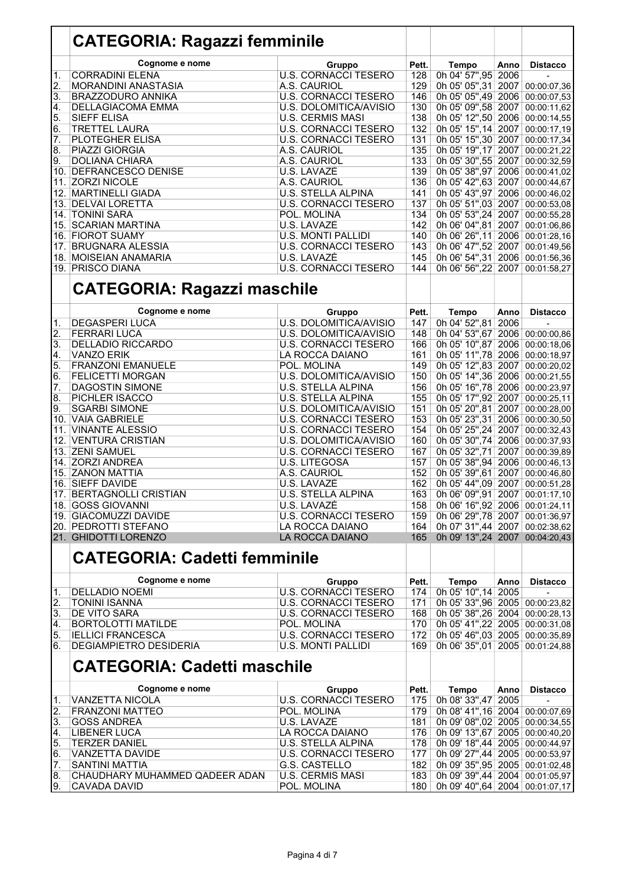## CATEGORIA: Ragazzi femminile

| | Cognome e nome | Gruppo | Pett. | Tempo | Anno | Distacco |
|---|---|---|---|---|---|---|
| 1. | CORRADINI ELENA | U.S. CORNACCI TESERO | 128 | 0h 04' 57",95 | 2006 | - |
| 2. | MORANDINI ANASTASIA | A.S. CAURIOL | 129 | 0h 05' 05",31 | 2007 | 00:00:07,36 |
| 3. | BRAZZODURO ANNIKA | U.S. CORNACCI TESERO | 146 | 0h 05' 05",49 | 2006 | 00:00:07,53 |
| 4. | DELLAGIACOMA EMMA | U.S. DOLOMITICA/AVISIO | 130 | 0h 05' 09",58 | 2007 | 00:00:11,62 |
| 5. | SIEFF ELISA | U.S. CERMIS MASI | 138 | 0h 05' 12",50 | 2006 | 00:00:14,55 |
| 6. | TRETTEL LAURA | U.S. CORNACCI TESERO | 132 | 0h 05' 15",14 | 2007 | 00:00:17,19 |
| 7. | PLOTEGHER ELISA | U.S. CORNACCI TESERO | 131 | 0h 05' 15",30 | 2007 | 00:00:17,34 |
| 8. | PIAZZI GIORGIA | A.S. CAURIOL | 135 | 0h 05' 19",17 | 2007 | 00:00:21,22 |
| 9. | DOLIANA CHIARA | A.S. CAURIOL | 133 | 0h 05' 30",55 | 2007 | 00:00:32,59 |
| 10. | DEFRANCESCO DENISE | U.S. LAVAZÈ | 139 | 0h 05' 38",97 | 2006 | 00:00:41,02 |
| 11. | ZORZI NICOLE | A.S. CAURIOL | 136 | 0h 05' 42",63 | 2007 | 00:00:44,67 |
| 12. | MARTINELLI GIADA | U.S. STELLA ALPINA | 141 | 0h 05' 43",97 | 2006 | 00:00:46,02 |
| 13. | DELVAI LORETTA | U.S. CORNACCI TESERO | 137 | 0h 05' 51",03 | 2007 | 00:00:53,08 |
| 14. | TONINI SARA | POL. MOLINA | 134 | 0h 05' 53",24 | 2007 | 00:00:55,28 |
| 15. | SCARIAN MARTINA | U.S. LAVAZÈ | 142 | 0h 06' 04",81 | 2007 | 00:01:06,86 |
| 16. | FIOROT SUAMY | U.S. MONTI PALLIDI | 140 | 0h 06' 26",11 | 2006 | 00:01:28,16 |
| 17. | BRUGNARA ALESSIA | U.S. CORNACCI TESERO | 143 | 0h 06' 47",52 | 2007 | 00:01:49,56 |
| 18. | MOISEIAN ANAMARIA | U.S. LAVAZÈ | 145 | 0h 06' 54",31 | 2006 | 00:01:56,36 |
| 19. | PRISCO DIANA | U.S. CORNACCI TESERO | 144 | 0h 06' 56",22 | 2007 | 00:01:58,27 |

## CATEGORIA: Ragazzi maschile

| | Cognome e nome | Gruppo | Pett. | Tempo | Anno | Distacco |
|---|---|---|---|---|---|---|
| 1. | DEGASPERI LUCA | U.S. DOLOMITICA/AVISIO | 147 | 0h 04' 52",81 | 2006 | - |
| 2. | FERRARI LUCA | U.S. DOLOMITICA/AVISIO | 148 | 0h 04' 53",67 | 2006 | 00:00:00,86 |
| 3. | DELLADIO RICCARDO | U.S. CORNACCI TESERO | 166 | 0h 05' 10",87 | 2006 | 00:00:18,06 |
| 4. | VANZO ERIK | LA ROCCA DAIANO | 161 | 0h 05' 11",78 | 2006 | 00:00:18,97 |
| 5. | FRANZONI EMANUELE | POL. MOLINA | 149 | 0h 05' 12",83 | 2007 | 00:00:20,02 |
| 6. | FELICETTI MORGAN | U.S. DOLOMITICA/AVISIO | 150 | 0h 05' 14",36 | 2006 | 00:00:21,55 |
| 7. | DAGOSTIN SIMONE | U.S. STELLA ALPINA | 156 | 0h 05' 16",78 | 2006 | 00:00:23,97 |
| 8. | PICHLER ISACCO | U.S. STELLA ALPINA | 155 | 0h 05' 17",92 | 2007 | 00:00:25,11 |
| 9. | SGARBI SIMONE | U.S. DOLOMITICA/AVISIO | 151 | 0h 05' 20",81 | 2007 | 00:00:28,00 |
| 10. | VAIA GABRIELE | U.S. CORNACCI TESERO | 153 | 0h 05' 23",31 | 2006 | 00:00:30,50 |
| 11. | VINANTE ALESSIO | U.S. CORNACCI TESERO | 154 | 0h 05' 25",24 | 2007 | 00:00:32,43 |
| 12. | VENTURA CRISTIAN | U.S. DOLOMITICA/AVISIO | 160 | 0h 05' 30",74 | 2006 | 00:00:37,93 |
| 13. | ZENI SAMUEL | U.S. CORNACCI TESERO | 167 | 0h 05' 32",71 | 2007 | 00:00:39,89 |
| 14. | ZORZI ANDREA | U.S. LITEGOSA | 157 | 0h 05' 38",94 | 2006 | 00:00:46,13 |
| 15. | ZANON MATTIA | A.S. CAURIOL | 152 | 0h 05' 39",61 | 2007 | 00:00:46,80 |
| 16. | SIEFF DAVIDE | U.S. LAVAZÈ | 162 | 0h 05' 44",09 | 2007 | 00:00:51,28 |
| 17. | BERTAGNOLLI CRISTIAN | U.S. STELLA ALPINA | 163 | 0h 06' 09",91 | 2007 | 00:01:17,10 |
| 18. | GOSS GIOVANNI | U.S. LAVAZÈ | 158 | 0h 06' 16",92 | 2006 | 00:01:24,11 |
| 19. | GIACOMUZZI DAVIDE | U.S. CORNACCI TESERO | 159 | 0h 06' 29",78 | 2007 | 00:01:36,97 |
| 20. | PEDROTTI STEFANO | LA ROCCA DAIANO | 164 | 0h 07' 31",44 | 2007 | 00:02:38,62 |
| 21. | GHIDOTTI LORENZO | LA ROCCA DAIANO | 165 | 0h 09' 13",24 | 2007 | 00:04:20,43 |

## CATEGORIA: Cadetti femminile

| | Cognome e nome | Gruppo | Pett. | Tempo | Anno | Distacco |
|---|---|---|---|---|---|---|
| 1. | DELLADIO NOEMI | U.S. CORNACCI TESERO | 174 | 0h 05' 10",14 | 2005 | - |
| 2. | TONINI ISANNA | U.S. CORNACCI TESERO | 171 | 0h 05' 33",96 | 2005 | 00:00:23,82 |
| 3. | DE VITO SARA | U.S. CORNACCI TESERO | 168 | 0h 05' 38",26 | 2004 | 00:00:28,13 |
| 4. | BORTOLOTTI MATILDE | POL. MOLINA | 170 | 0h 05' 41",22 | 2005 | 00:00:31,08 |
| 5. | IELLICI FRANCESCA | U.S. CORNACCI TESERO | 172 | 0h 05' 46",03 | 2005 | 00:00:35,89 |
| 6. | DEGIAMPIETRO DESIDERIA | U.S. MONTI PALLIDI | 169 | 0h 06' 35",01 | 2005 | 00:01:24,88 |

## CATEGORIA: Cadetti maschile

| | Cognome e nome | Gruppo | Pett. | Tempo | Anno | Distacco |
|---|---|---|---|---|---|---|
| 1. | VANZETTA NICOLA | U.S. CORNACCI TESERO | 175 | 0h 08' 33",47 | 2005 | - |
| 2. | FRANZONI MATTEO | POL. MOLINA | 179 | 0h 08' 41",16 | 2004 | 00:00:07,69 |
| 3. | GOSS ANDREA | U.S. LAVAZÈ | 181 | 0h 09' 08",02 | 2005 | 00:00:34,55 |
| 4. | LIBENER LUCA | LA ROCCA DAIANO | 176 | 0h 09' 13",67 | 2005 | 00:00:40,20 |
| 5. | TERZER DANIEL | U.S. STELLA ALPINA | 178 | 0h 09' 18",44 | 2005 | 00:00:44,97 |
| 6. | VANZETTA DAVIDE | U.S. CORNACCI TESERO | 177 | 0h 09' 27",44 | 2005 | 00:00:53,97 |
| 7. | SANTINI MATTIA | G.S. CASTELLO | 182 | 0h 09' 35",95 | 2005 | 00:01:02,48 |
| 8. | CHAUDHARY MUHAMMED QADEER ADAN | U.S. CERMIS MASI | 183 | 0h 09' 39",44 | 2004 | 00:01:05,97 |
| 9. | CAVADA DAVID | POL. MOLINA | 180 | 0h 09' 40",64 | 2004 | 00:01:07,17 |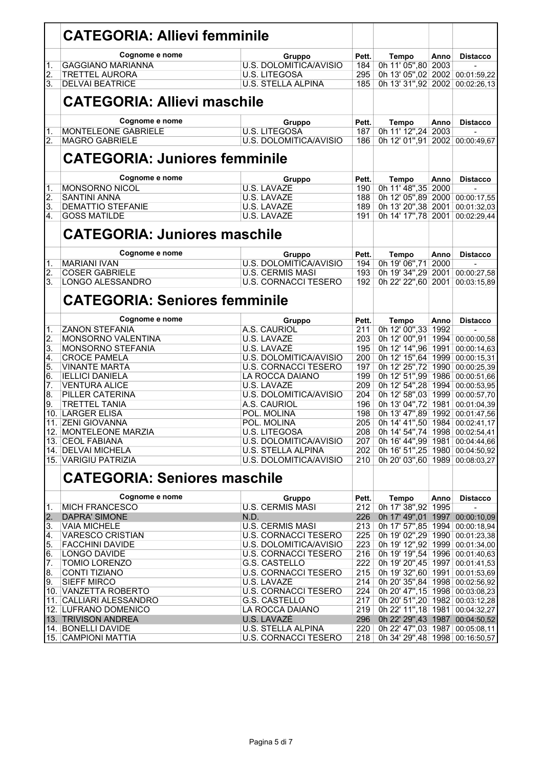## CATEGORIA: Allievi femminile

| | Cognome e nome | Gruppo | Pett. | Tempo | Anno | Distacco |
|---|---|---|---|---|---|---|
| 1. | GAGGIANO MARIANNA | U.S. DOLOMITICA/AVISIO | 184 | 0h 11' 05",80 | 2003 | - |
| 2. | TRETTEL AURORA | U.S. LITEGOSA | 295 | 0h 13' 05",02 | 2002 | 00:01:59,22 |
| 3. | DELVAI BEATRICE | U.S. STELLA ALPINA | 185 | 0h 13' 31",92 | 2002 | 00:02:26,13 |

## CATEGORIA: Allievi maschile

| | Cognome e nome | Gruppo | Pett. | Tempo | Anno | Distacco |
|---|---|---|---|---|---|---|
| 1. | MONTELEONE GABRIELE | U.S. LITEGOSA | 187 | 0h 11' 12",24 | 2003 | - |
| 2. | MAGRO GABRIELE | U.S. DOLOMITICA/AVISIO | 186 | 0h 12' 01",91 | 2002 | 00:00:49,67 |

## CATEGORIA: Juniores femminile

| | Cognome e nome | Gruppo | Pett. | Tempo | Anno | Distacco |
|---|---|---|---|---|---|---|
| 1. | MONSORNO NICOL | U.S. LAVAZE | 190 | 0h 11' 48",35 | 2000 | - |
| 2. | SANTINI ANNA | U.S. LAVAZE | 188 | 0h 12' 05",89 | 2000 | 00:00:17,55 |
| 3. | DEMATTIO STEFANIE | U.S. LAVAZE | 189 | 0h 13' 20",38 | 2001 | 00:01:32,03 |
| 4. | GOSS MATILDE | U.S. LAVAZE | 191 | 0h 14' 17",78 | 2001 | 00:02:29,44 |

## CATEGORIA: Juniores maschile

| | Cognome e nome | Gruppo | Pett. | Tempo | Anno | Distacco |
|---|---|---|---|---|---|---|
| 1. | MARIANI IVAN | U.S. DOLOMITICA/AVISIO | 194 | 0h 19' 06",71 | 2000 | - |
| 2. | COSER GABRIELE | U.S. CERMIS MASI | 193 | 0h 19' 34",29 | 2001 | 00:00:27,58 |
| 3. | LONGO ALESSANDRO | U.S. CORNACCI TESERO | 192 | 0h 22' 22",60 | 2001 | 00:03:15,89 |

## CATEGORIA: Seniores femminile

| | Cognome e nome | Gruppo | Pett. | Tempo | Anno | Distacco |
|---|---|---|---|---|---|---|
| 1. | ZANON STEFANIA | A.S. CAURIOL | 211 | 0h 12' 00",33 | 1992 | - |
| 2. | MONSORNO VALENTINA | U.S. LAVAZE | 203 | 0h 12' 00",91 | 1994 | 00:00:00,58 |
| 3. | MONSORNO STEFANIA | U.S. LAVAZÈ | 195 | 0h 12' 14",96 | 1991 | 00:00:14,63 |
| 4. | CROCE PAMELA | U.S. DOLOMITICA/AVISIO | 200 | 0h 12' 15",64 | 1999 | 00:00:15,31 |
| 5. | VINANTE MARTA | U.S. CORNACCI TESERO | 197 | 0h 12' 25",72 | 1990 | 00:00:25,39 |
| 6. | IELLICI DANIELA | LA ROCCA DAIANO | 199 | 0h 12' 51",99 | 1986 | 00:00:51,66 |
| 7. | VENTURA ALICE | U.S. LAVAZE | 209 | 0h 12' 54",28 | 1994 | 00:00:53,95 |
| 8. | PILLER CATERINA | U.S. DOLOMITICA/AVISIO | 204 | 0h 12' 58",03 | 1999 | 00:00:57,70 |
| 9. | TRETTEL TANIA | A.S. CAURIOL | 196 | 0h 13' 04",72 | 1981 | 00:01:04,39 |
| 10. | LARGER ELISA | POL. MOLINA | 198 | 0h 13' 47",89 | 1992 | 00:01:47,56 |
| 11. | ZENI GIOVANNA | POL. MOLINA | 205 | 0h 14' 41",50 | 1984 | 00:02:41,17 |
| 12. | MONTELEONE MARZIA | U.S. LITEGOSA | 208 | 0h 14' 54",74 | 1998 | 00:02:54,41 |
| 13. | CEOL FABIANA | U.S. DOLOMITICA/AVISIO | 207 | 0h 16' 44",99 | 1981 | 00:04:44,66 |
| 14. | DELVAI MICHELA | U.S. STELLA ALPINA | 202 | 0h 16' 51",25 | 1980 | 00:04:50,92 |
| 15. | VARIGIU PATRIZIA | U.S. DOLOMITICA/AVISIO | 210 | 0h 20' 03",60 | 1989 | 00:08:03,27 |

## CATEGORIA: Seniores maschile

| | Cognome e nome | Gruppo | Pett. | Tempo | Anno | Distacco |
|---|---|---|---|---|---|---|
| 1. | MICH FRANCESCO | U.S. CERMIS MASI | 212 | 0h 17' 38",92 | 1995 | - |
| 2. | DAPRA' SIMONE | N.D. | 226 | 0h 17' 49",01 | 1997 | 00:00:10,09 |
| 3. | VAIA MICHELE | U.S. CERMIS MASI | 213 | 0h 17' 57",85 | 1994 | 00:00:18,94 |
| 4. | VARESCO CRISTIAN | U.S. CORNACCI TESERO | 225 | 0h 19' 02",29 | 1990 | 00:01:23,38 |
| 5. | FACCHINI DAVIDE | U.S. DOLOMITICA/AVISIO | 223 | 0h 19' 12",92 | 1999 | 00:01:34,00 |
| 6. | LONGO DAVIDE | U.S. CORNACCI TESERO | 216 | 0h 19' 19",54 | 1996 | 00:01:40,63 |
| 7. | TOMIO LORENZO | G.S. CASTELLO | 222 | 0h 19' 20",45 | 1997 | 00:01:41,53 |
| 8. | CONTI TIZIANO | U.S. CORNACCI TESERO | 215 | 0h 19' 32",60 | 1991 | 00:01:53,69 |
| 9. | SIEFF MIRCO | U.S. LAVAZE | 214 | 0h 20' 35",84 | 1998 | 00:02:56,92 |
| 10. | VANZETTA ROBERTO | U.S. CORNACCI TESERO | 224 | 0h 20' 47",15 | 1998 | 00:03:08,23 |
| 11. | CALLIARI ALESSANDRO | G.S. CASTELLO | 217 | 0h 20' 51",20 | 1982 | 00:03:12,28 |
| 12. | LUFRANO DOMENICO | LA ROCCA DAIANO | 219 | 0h 22' 11",18 | 1981 | 00:04:32,27 |
| 13. | TRIVISON ANDREA | U.S. LAVAZÈ | 296 | 0h 22' 29",43 | 1987 | 00:04:50,52 |
| 14. | BONELLI DAVIDE | U.S. STELLA ALPINA | 220 | 0h 22' 47",03 | 1987 | 00:05:08,11 |
| 15. | CAMPIONI MATTIA | U.S. CORNACCI TESERO | 218 | 0h 34' 29",48 | 1998 | 00:16:50,57 |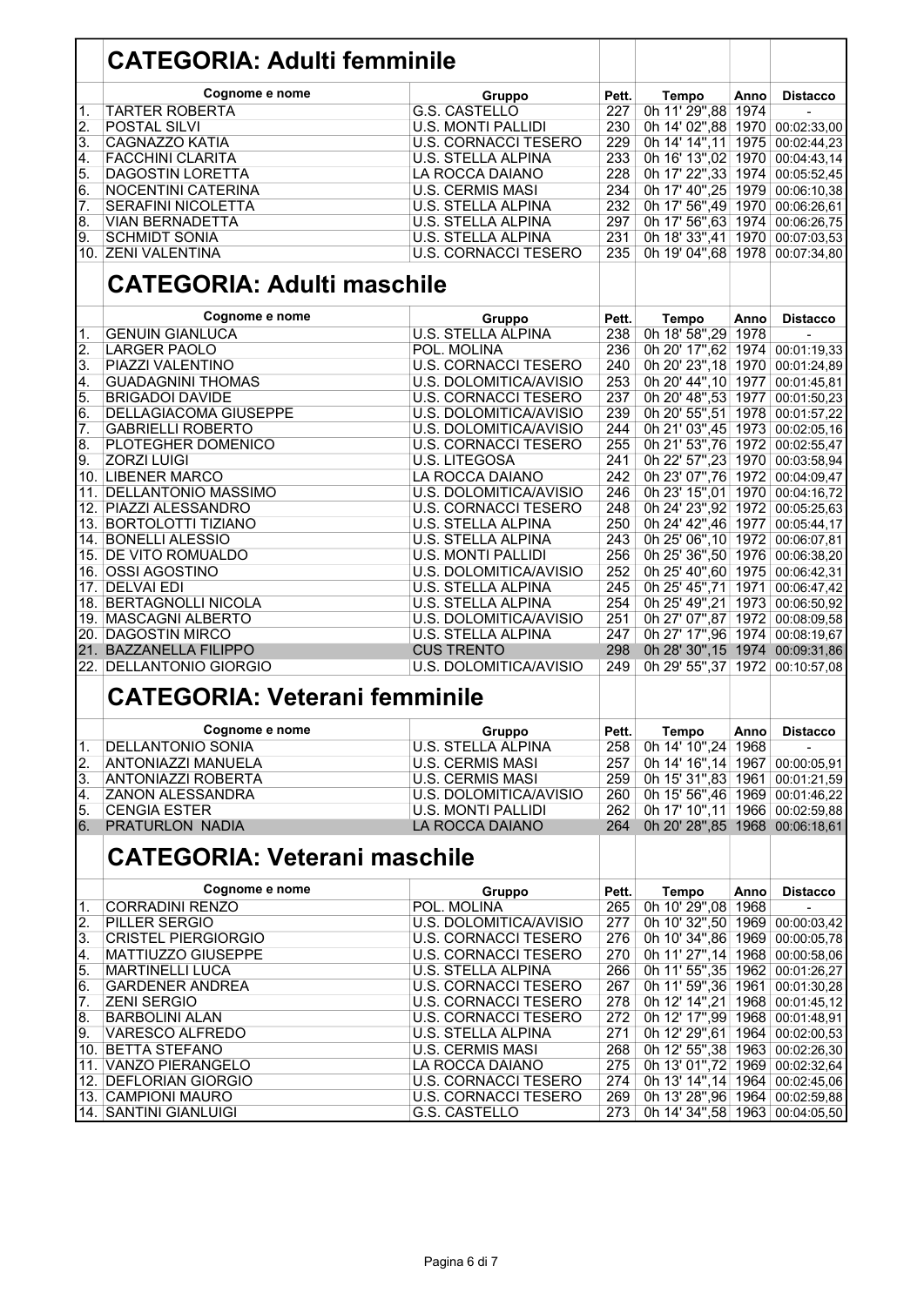## CATEGORIA: Adulti femminile

| | Cognome e nome | Gruppo | Pett. | Tempo | Anno | Distacco |
|---|---|---|---|---|---|---|
| 1. | TARTER ROBERTA | G.S. CASTELLO | 227 | 0h 11' 29",88 | 1974 | - |
| 2. | POSTAL SILVI | U.S. MONTI PALLIDI | 230 | 0h 14' 02",88 | 1970 | 00:02:33,00 |
| 3. | CAGNAZZO KATIA | U.S. CORNACCI TESERO | 229 | 0h 14' 14",11 | 1975 | 00:02:44,23 |
| 4. | FACCHINI CLARITA | U.S. STELLA ALPINA | 233 | 0h 16' 13",02 | 1970 | 00:04:43,14 |
| 5. | DAGOSTIN LORETTA | LA ROCCA DAIANO | 228 | 0h 17' 22",33 | 1974 | 00:05:52,45 |
| 6. | NOCENTINI CATERINA | U.S. CERMIS MASI | 234 | 0h 17' 40",25 | 1979 | 00:06:10,38 |
| 7. | SERAFINI NICOLETTA | U.S. STELLA ALPINA | 232 | 0h 17' 56",49 | 1970 | 00:06:26,61 |
| 8. | VIAN BERNADETTA | U.S. STELLA ALPINA | 297 | 0h 17' 56",63 | 1974 | 00:06:26,75 |
| 9. | SCHMIDT SONIA | U.S. STELLA ALPINA | 231 | 0h 18' 33",41 | 1970 | 00:07:03,53 |
| 10. | ZENI VALENTINA | U.S. CORNACCI TESERO | 235 | 0h 19' 04",68 | 1978 | 00:07:34,80 |

## CATEGORIA: Adulti maschile

| | Cognome e nome | Gruppo | Pett. | Tempo | Anno | Distacco |
|---|---|---|---|---|---|---|
| 1. | GENUIN GIANLUCA | U.S. STELLA ALPINA | 238 | 0h 18' 58",29 | 1978 | - |
| 2. | LARGER PAOLO | POL. MOLINA | 236 | 0h 20' 17",62 | 1974 | 00:01:19,33 |
| 3. | PIAZZI VALENTINO | U.S. CORNACCI TESERO | 240 | 0h 20' 23",18 | 1970 | 00:01:24,89 |
| 4. | GUADAGNINI THOMAS | U.S. DOLOMITICA/AVISIO | 253 | 0h 20' 44",10 | 1977 | 00:01:45,81 |
| 5. | BRIGADOI DAVIDE | U.S. CORNACCI TESERO | 237 | 0h 20' 48",53 | 1977 | 00:01:50,23 |
| 6. | DELLAGIACOMA GIUSEPPE | U.S. DOLOMITICA/AVISIO | 239 | 0h 20' 55",51 | 1978 | 00:01:57,22 |
| 7. | GABRIELLI ROBERTO | U.S. DOLOMITICA/AVISIO | 244 | 0h 21' 03",45 | 1973 | 00:02:05,16 |
| 8. | PLOTEGHER DOMENICO | U.S. CORNACCI TESERO | 255 | 0h 21' 53",76 | 1972 | 00:02:55,47 |
| 9. | ZORZI LUIGI | U.S. LITEGOSA | 241 | 0h 22' 57",23 | 1970 | 00:03:58,94 |
| 10. | LIBENER MARCO | LA ROCCA DAIANO | 242 | 0h 23' 07",76 | 1972 | 00:04:09,47 |
| 11. | DELLANTONIO MASSIMO | U.S. DOLOMITICA/AVISIO | 246 | 0h 23' 15",01 | 1970 | 00:04:16,72 |
| 12. | PIAZZI ALESSANDRO | U.S. CORNACCI TESERO | 248 | 0h 24' 23",92 | 1972 | 00:05:25,63 |
| 13. | BORTOLOTTI TIZIANO | U.S. STELLA ALPINA | 250 | 0h 24' 42",46 | 1977 | 00:05:44,17 |
| 14. | BONELLI ALESSIO | U.S. STELLA ALPINA | 243 | 0h 25' 06",10 | 1972 | 00:06:07,81 |
| 15. | DE VITO ROMUALDO | U.S. MONTI PALLIDI | 256 | 0h 25' 36",50 | 1976 | 00:06:38,20 |
| 16. | OSSI AGOSTINO | U.S. DOLOMITICA/AVISIO | 252 | 0h 25' 40",60 | 1975 | 00:06:42,31 |
| 17. | DELVAI EDI | U.S. STELLA ALPINA | 245 | 0h 25' 45",71 | 1971 | 00:06:47,42 |
| 18. | BERTAGNOLLI NICOLA | U.S. STELLA ALPINA | 254 | 0h 25' 49",21 | 1973 | 00:06:50,92 |
| 19. | MASCAGNI ALBERTO | U.S. DOLOMITICA/AVISIO | 251 | 0h 27' 07",87 | 1972 | 00:08:09,58 |
| 20. | DAGOSTIN MIRCO | U.S. STELLA ALPINA | 247 | 0h 27' 17",96 | 1974 | 00:08:19,67 |
| 21. | BAZZANELLA FILIPPO | CUS TRENTO | 298 | 0h 28' 30",15 | 1974 | 00:09:31,86 |
| 22. | DELLANTONIO GIORGIO | U.S. DOLOMITICA/AVISIO | 249 | 0h 29' 55",37 | 1972 | 00:10:57,08 |

## CATEGORIA: Veterani femminile

| | Cognome e nome | Gruppo | Pett. | Tempo | Anno | Distacco |
|---|---|---|---|---|---|---|
| 1. | DELLANTONIO SONIA | U.S. STELLA ALPINA | 258 | 0h 14' 10",24 | 1968 | - |
| 2. | ANTONIAZZI MANUELA | U.S. CERMIS MASI | 257 | 0h 14' 16",14 | 1967 | 00:00:05,91 |
| 3. | ANTONIAZZI ROBERTA | U.S. CERMIS MASI | 259 | 0h 15' 31",83 | 1961 | 00:01:21,59 |
| 4. | ZANON ALESSANDRA | U.S. DOLOMITICA/AVISIO | 260 | 0h 15' 56",46 | 1969 | 00:01:46,22 |
| 5. | CENGIA ESTER | U.S. MONTI PALLIDI | 262 | 0h 17' 10",11 | 1966 | 00:02:59,88 |
| 6. | PRATURLON NADIA | LA ROCCA DAIANO | 264 | 0h 20' 28",85 | 1968 | 00:06:18,61 |

## CATEGORIA: Veterani maschile

| | Cognome e nome | Gruppo | Pett. | Tempo | Anno | Distacco |
|---|---|---|---|---|---|---|
| 1. | CORRADINI RENZO | POL. MOLINA | 265 | 0h 10' 29",08 | 1968 | - |
| 2. | PILLER SERGIO | U.S. DOLOMITICA/AVISIO | 277 | 0h 10' 32",50 | 1969 | 00:00:03,42 |
| 3. | CRISTEL PIERGIORGIO | U.S. CORNACCI TESERO | 276 | 0h 10' 34",86 | 1969 | 00:00:05,78 |
| 4. | MATTIUZZO GIUSEPPE | U.S. CORNACCI TESERO | 270 | 0h 11' 27",14 | 1968 | 00:00:58,06 |
| 5. | MARTINELLI LUCA | U.S. STELLA ALPINA | 266 | 0h 11' 55",35 | 1962 | 00:01:26,27 |
| 6. | GARDENER ANDREA | U.S. CORNACCI TESERO | 267 | 0h 11' 59",36 | 1961 | 00:01:30,28 |
| 7. | ZENI SERGIO | U.S. CORNACCI TESERO | 278 | 0h 12' 14",21 | 1968 | 00:01:45,12 |
| 8. | BARBOLINI ALAN | U.S. CORNACCI TESERO | 272 | 0h 12' 17",99 | 1968 | 00:01:48,91 |
| 9. | VARESCO ALFREDO | U.S. STELLA ALPINA | 271 | 0h 12' 29",61 | 1964 | 00:02:00,53 |
| 10. | BETTA STEFANO | U.S. CERMIS MASI | 268 | 0h 12' 55",38 | 1963 | 00:02:26,30 |
| 11. | VANZO PIERANGELO | LA ROCCA DAIANO | 275 | 0h 13' 01",72 | 1969 | 00:02:32,64 |
| 12. | DEFLORIAN GIORGIO | U.S. CORNACCI TESERO | 274 | 0h 13' 14",14 | 1964 | 00:02:45,06 |
| 13. | CAMPIONI MAURO | U.S. CORNACCI TESERO | 269 | 0h 13' 28",96 | 1964 | 00:02:59,88 |
| 14. | SANTINI GIANLUIGI | G.S. CASTELLO | 273 | 0h 14' 34",58 | 1963 | 00:04:05,50 |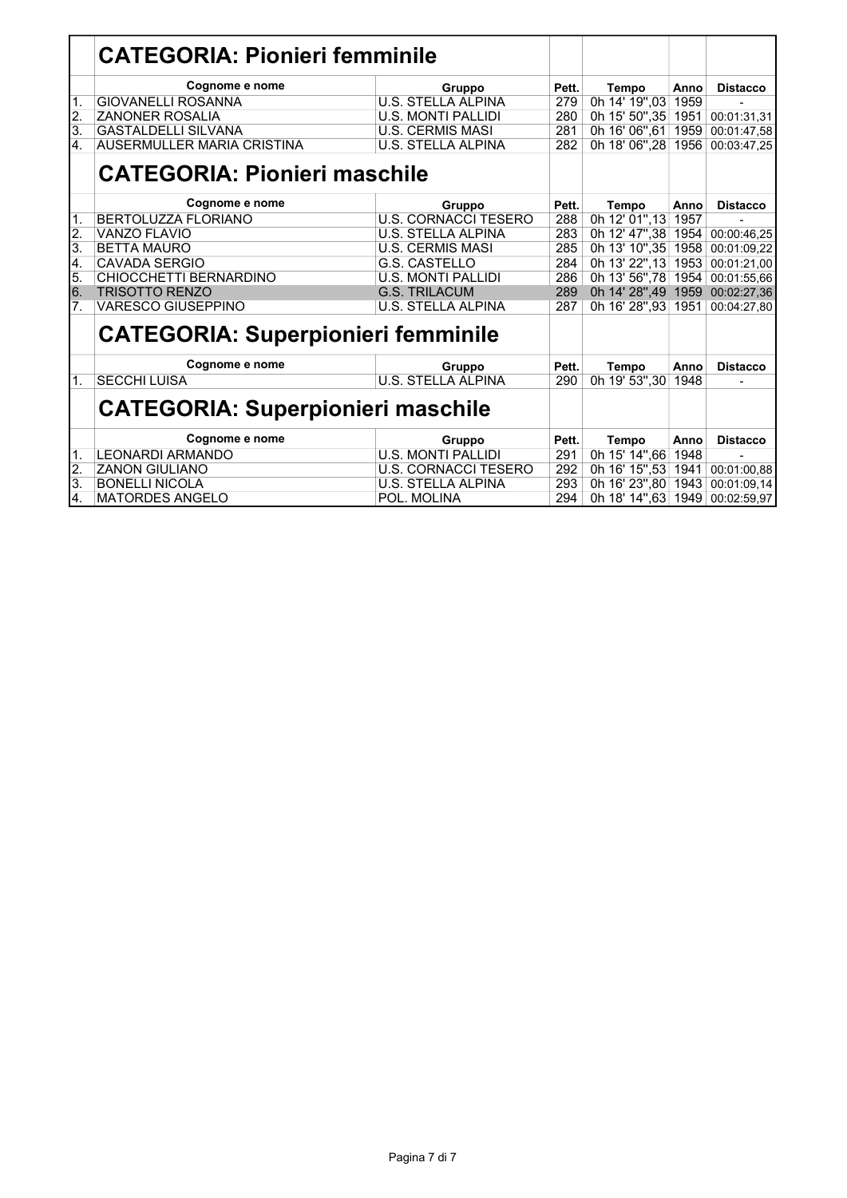## CATEGORIA: Pionieri femminile

| | Cognome e nome | Gruppo | Pett. | Tempo | Anno | Distacco |
|---|---|---|---|---|---|---|
| 1. | GIOVANELLI ROSANNA | U.S. STELLA ALPINA | 279 | 0h 14' 19",03 | 1959 | - |
| 2. | ZANONER ROSALIA | U.S. MONTI PALLIDI | 280 | 0h 15' 50",35 | 1951 | 00:01:31,31 |
| 3. | GASTALDELLI SILVANA | U.S. CERMIS MASI | 281 | 0h 16' 06",61 | 1959 | 00:01:47,58 |
| 4. | AUSERMULLER MARIA CRISTINA | U.S. STELLA ALPINA | 282 | 0h 18' 06",28 | 1956 | 00:03:47,25 |

## CATEGORIA: Pionieri maschile

| | Cognome e nome | Gruppo | Pett. | Tempo | Anno | Distacco |
|---|---|---|---|---|---|---|
| 1. | BERTOLUZZA FLORIANO | U.S. CORNACCI TESERO | 288 | 0h 12' 01",13 | 1957 | - |
| 2. | VANZO FLAVIO | U.S. STELLA ALPINA | 283 | 0h 12' 47",38 | 1954 | 00:00:46,25 |
| 3. | BETTA MAURO | U.S. CERMIS MASI | 285 | 0h 13' 10",35 | 1958 | 00:01:09,22 |
| 4. | CAVADA SERGIO | G.S. CASTELLO | 284 | 0h 13' 22",13 | 1953 | 00:01:21,00 |
| 5. | CHIOCCHETTI BERNARDINO | U.S. MONTI PALLIDI | 286 | 0h 13' 56",78 | 1954 | 00:01:55,66 |
| 6. | TRISOTTO RENZO | G.S. TRILACUM | 289 | 0h 14' 28",49 | 1959 | 00:02:27,36 |
| 7. | VARESCO GIUSEPPINO | U.S. STELLA ALPINA | 287 | 0h 16' 28",93 | 1951 | 00:04:27,80 |

## CATEGORIA: Superpionieri femminile

| | Cognome e nome | Gruppo | Pett. | Tempo | Anno | Distacco |
|---|---|---|---|---|---|---|
| 1. | SECCHI LUISA | U.S. STELLA ALPINA | 290 | 0h 19' 53",30 | 1948 | - |

## CATEGORIA: Superpionieri maschile

| | Cognome e nome | Gruppo | Pett. | Tempo | Anno | Distacco |
|---|---|---|---|---|---|---|
| 1. | LEONARDI ARMANDO | U.S. MONTI PALLIDI | 291 | 0h 15' 14",66 | 1948 | - |
| 2. | ZANON GIULIANO | U.S. CORNACCI TESERO | 292 | 0h 16' 15",53 | 1941 | 00:01:00,88 |
| 3. | BONELLI NICOLA | U.S. STELLA ALPINA | 293 | 0h 16' 23",80 | 1943 | 00:01:09,14 |
| 4. | MATORDES ANGELO | POL. MOLINA | 294 | 0h 18' 14",63 | 1949 | 00:02:59,97 |